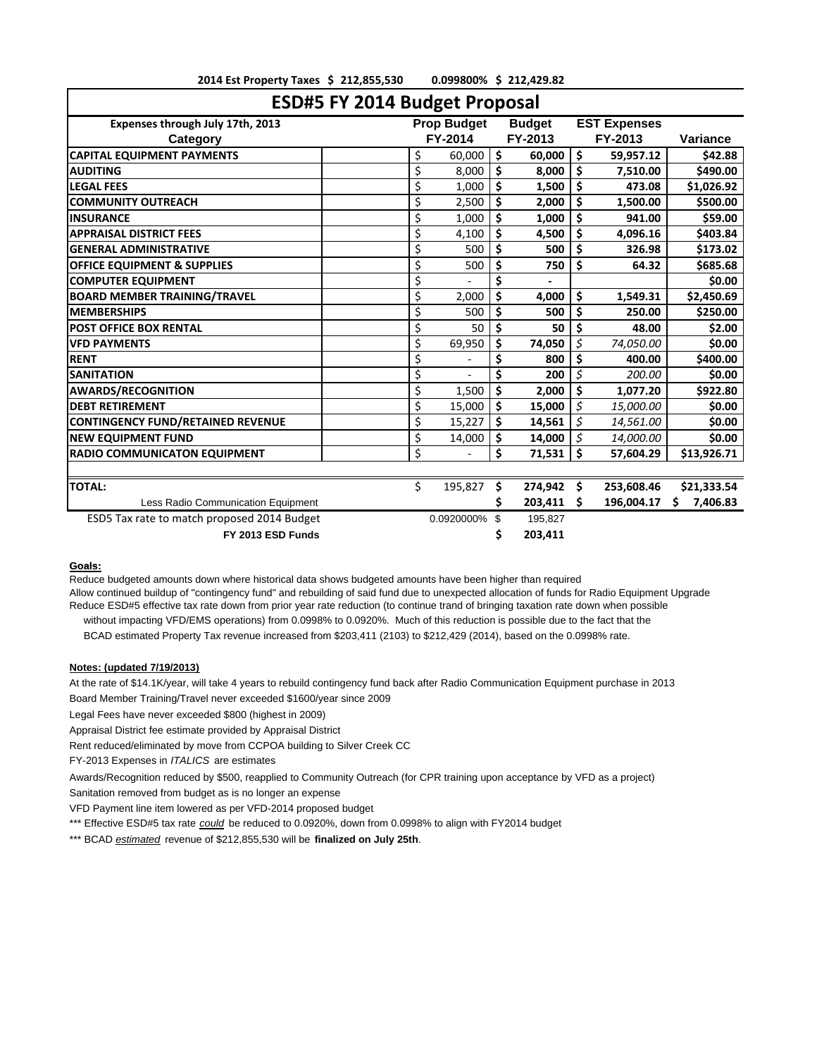**2014 Est Property Taxes $ 212,855,530 0.099800% $ 212,429.82**

# ESD#5 FY 2014 Budget Proposal

| Expenses through July 17th, 2013<br>Category | | Prop Budget<br>FY-2014 | Budget<br>FY-2013 | EST Expenses<br>FY-2013 | Variance |
|---|---|---|---|---|---|
| **CAPITAL EQUIPMENT PAYMENTS** | | $ 60,000 | **$ 60,000** | **$ 59,957.12** | **$42.88** |
| **AUDITING** | | $ 8,000 | **$ 8,000** | **$ 7,510.00** | **$490.00** |
| **LEGAL FEES** | | $ 1,000 | **$ 1,500** | **$ 473.08** | **$1,026.92** |
| **COMMUNITY OUTREACH** | | $ 2,500 | **$ 2,000** | **$ 1,500.00** | **$500.00** |
| **INSURANCE** | | $ 1,000 | **$ 1,000** | **$ 941.00** | **$59.00** |
| **APPRAISAL DISTRICT FEES** | | $ 4,100 | **$ 4,500** | **$ 4,096.16** | **$403.84** |
| **GENERAL ADMINISTRATIVE** | | $ 500 | **$ 500** | **$ 326.98** | **$173.02** |
| **OFFICE EQUIPMENT & SUPPLIES** | | $ 500 | **$ 750** | **$ 64.32** | **$685.68** |
| **COMPUTER EQUIPMENT** | | $ - | **$ -** | | **$0.00** |
| **BOARD MEMBER TRAINING/TRAVEL** | | $ 2,000 | **$ 4,000** | **$ 1,549.31** | **$2,450.69** |
| **MEMBERSHIPS** | | $ 500 | **$ 500** | **$ 250.00** | **$250.00** |
| **POST OFFICE BOX RENTAL** | | $ 50 | **$ 50** | **$ 48.00** | **$2.00** |
| **VFD PAYMENTS** | | $ 69,950 | **$ 74,050** | *$ 74,050.00* | **$0.00** |
| **RENT** | | $ - | **$ 800** | **$ 400.00** | **$400.00** |
| **SANITATION** | | $ - | **$ 200** | *$ 200.00* | **$0.00** |
| **AWARDS/RECOGNITION** | | $ 1,500 | **$ 2,000** | **$ 1,077.20** | **$922.80** |
| **DEBT RETIREMENT** | | $ 15,000 | **$ 15,000** | *$ 15,000.00* | **$0.00** |
| **CONTINGENCY FUND/RETAINED REVENUE** | | $ 15,227 | **$ 14,561** | *$ 14,561.00* | **$0.00** |
| **NEW EQUIPMENT FUND** | | $ 14,000 | **$ 14,000** | *$ 14,000.00* | **$0.00** |
| **RADIO COMMUNICATON EQUIPMENT** | | $ - | **$ 71,531** | **$ 57,604.29** | **$13,926.71** |
| | | | | | |
| **TOTAL:** | | $ 195,827 | **$ 274,942** | **$ 253,608.46** | **$21,333.54** |
| Less Radio Communication Equipment | | | **$ 203,411** | **$ 196,004.17** | **$ 7,406.83** |
| ESD5 Tax rate to match proposed 2014 Budget | | 0.0920000% | $ 195,827 | | |
| **FY 2013 ESD Funds** | | | **$ 203,411** | | |

**Goals:**

Reduce budgeted amounts down where historical data shows budgeted amounts have been higher than required

Allow continued buildup of "contingency fund" and rebuilding of said fund due to unexpected allocation of funds for Radio Equipment Upgrade

Reduce ESD#5 effective tax rate down from prior year rate reduction (to continue trand of bringing taxation rate down when possible without impacting VFD/EMS operations) from 0.0998% to 0.0920%. Much of this reduction is possible due to the fact that the BCAD estimated Property Tax revenue increased from $203,411 (2103) to $212,429 (2014), based on the 0.0998% rate.

**Notes: (updated 7/19/2013)**

At the rate of $14.1K/year, will take 4 years to rebuild contingency fund back after Radio Communication Equipment purchase in 2013

Board Member Training/Travel never exceeded $1600/year since 2009

Legal Fees have never exceeded $800 (highest in 2009)

Appraisal District fee estimate provided by Appraisal District

Rent reduced/eliminated by move from CCPOA building to Silver Creek CC

FY-2013 Expenses in *ITALICS* are estimates

Awards/Recognition reduced by $500, reapplied to Community Outreach (for CPR training upon acceptance by VFD as a project)

Sanitation removed from budget as is no longer an expense

VFD Payment line item lowered as per VFD-2014 proposed budget

*** Effective ESD#5 tax rate *could* be reduced to 0.0920%, down from 0.0998% to align with FY2014 budget

*** BCAD *estimated* revenue of $212,855,530 will be **finalized on July 25th**.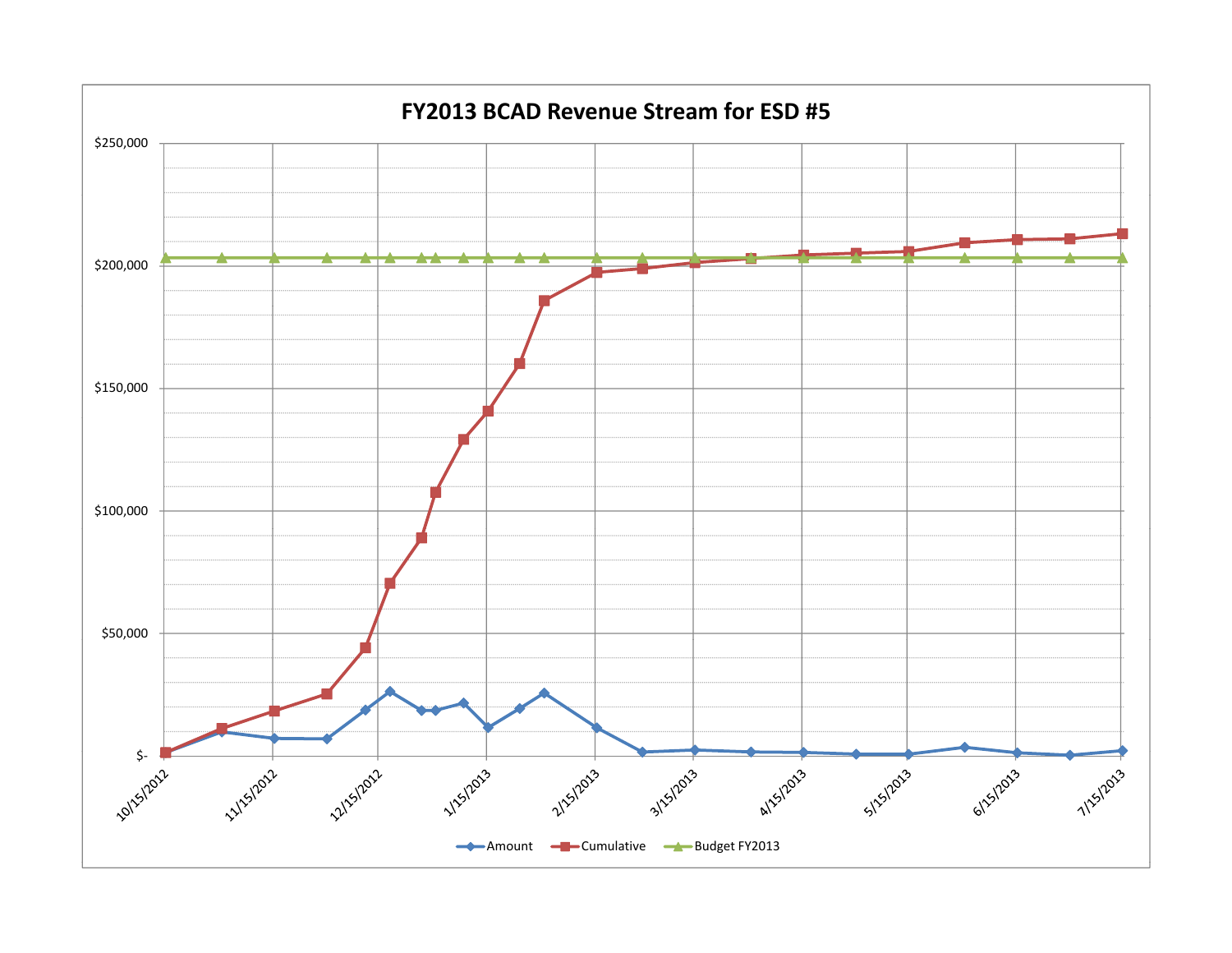# FY2013 BCAD Revenue Stream for ESD #5

$250,000

$200,000

$150,000

$100,000

$50,000

$-

10/15/2012

11/15/2012

12/15/2012

1/15/2013

2/15/2013

3/15/2013

4/15/2013

5/15/2013

6/15/2013

7/15/2013

Amount

Cumulative

Budget FY2013